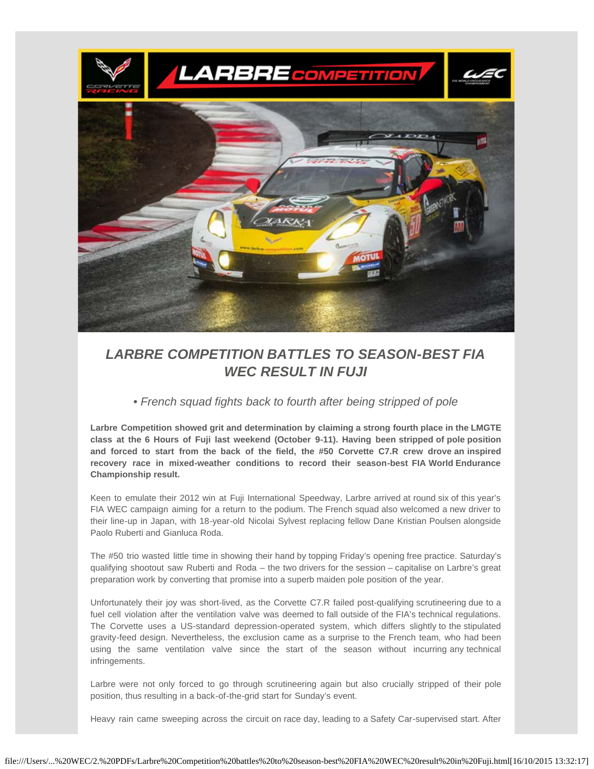# LARBRE COMPETITION BATTLES TO SEASON-BEST FIA WEC RESULT IN FUJI

*• French squad fights back to fourth after being stripped of pole*

**Larbre Competition showed grit and determination by claiming a strong fourth place in the LMGTE class at the 6 Hours of Fuji last weekend (October 9-11). Having been stripped of pole position and forced to start from the back of the field, the #50 Corvette C7.R crew drove an inspired recovery race in mixed-weather conditions to record their season-best FIA World Endurance Championship result.**

Keen to emulate their 2012 win at Fuji International Speedway, Larbre arrived at round six of this year's FIA WEC campaign aiming for a return to the podium. The French squad also welcomed a new driver to their line-up in Japan, with 18-year-old Nicolai Sylvest replacing fellow Dane Kristian Poulsen alongside Paolo Ruberti and Gianluca Roda.

The #50 trio wasted little time in showing their hand by topping Friday's opening free practice. Saturday's qualifying shootout saw Ruberti and Roda – the two drivers for the session – capitalise on Larbre's great preparation work by converting that promise into a superb maiden pole position of the year.

Unfortunately their joy was short-lived, as the Corvette C7.R failed post-qualifying scrutineering due to a fuel cell violation after the ventilation valve was deemed to fall outside of the FIA's technical regulations. The Corvette uses a US-standard depression-operated system, which differs slightly to the stipulated gravity-feed design. Nevertheless, the exclusion came as a surprise to the French team, who had been using the same ventilation valve since the start of the season without incurring any technical infringements.

Larbre were not only forced to go through scrutineering again but also crucially stripped of their pole position, thus resulting in a back-of-the-grid start for Sunday's event.

Heavy rain came sweeping across the circuit on race day, leading to a Safety Car-supervised start. After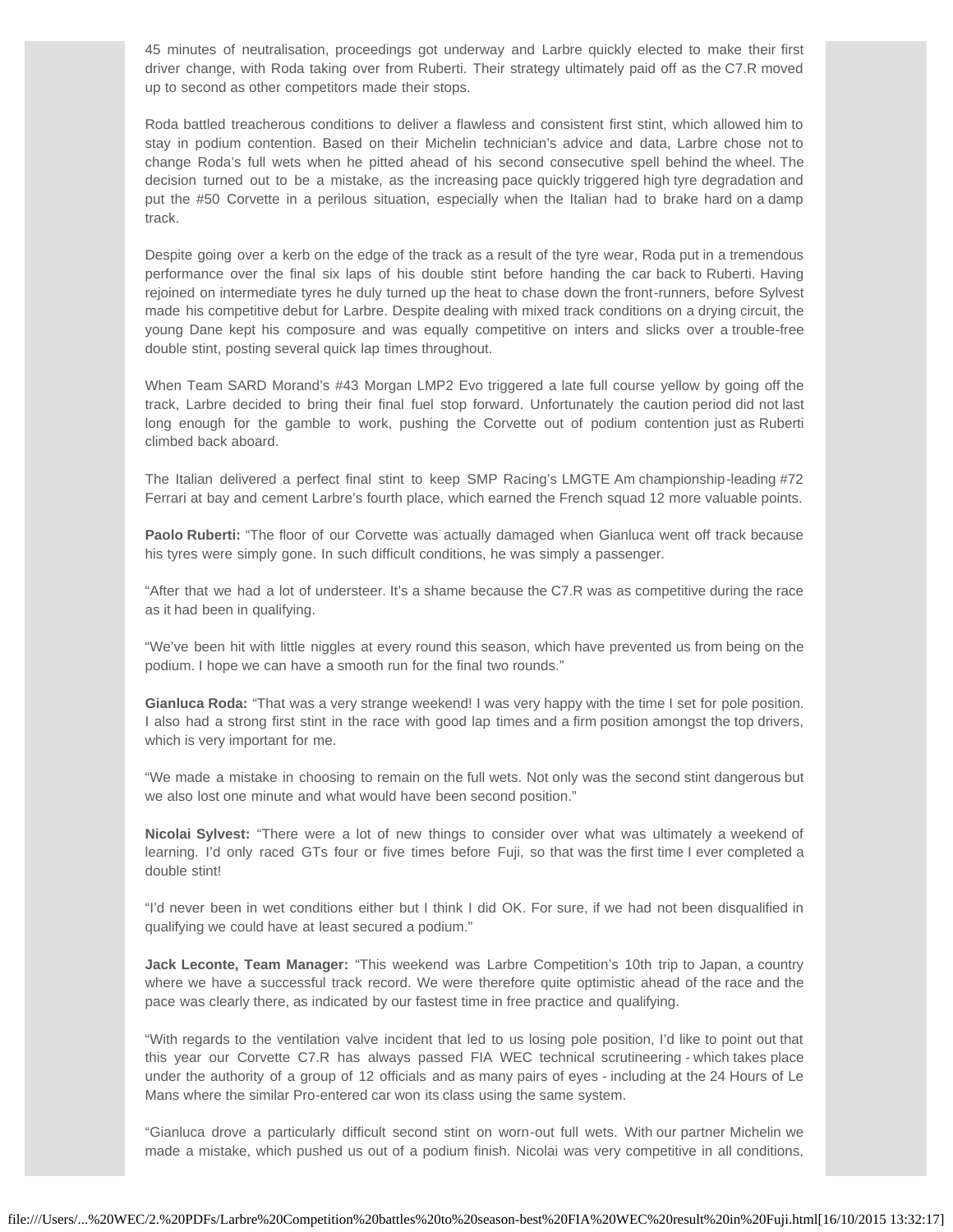45 minutes of neutralisation, proceedings got underway and Larbre quickly elected to make their first driver change, with Roda taking over from Ruberti. Their strategy ultimately paid off as the C7.R moved up to second as other competitors made their stops.

Roda battled treacherous conditions to deliver a flawless and consistent first stint, which allowed him to stay in podium contention. Based on their Michelin technician's advice and data, Larbre chose not to change Roda's full wets when he pitted ahead of his second consecutive spell behind the wheel. The decision turned out to be a mistake, as the increasing pace quickly triggered high tyre degradation and put the #50 Corvette in a perilous situation, especially when the Italian had to brake hard on a damp track.

Despite going over a kerb on the edge of the track as a result of the tyre wear, Roda put in a tremendous performance over the final six laps of his double stint before handing the car back to Ruberti. Having rejoined on intermediate tyres he duly turned up the heat to chase down the front-runners, before Sylvest made his competitive debut for Larbre. Despite dealing with mixed track conditions on a drying circuit, the young Dane kept his composure and was equally competitive on inters and slicks over a trouble-free double stint, posting several quick lap times throughout.

When Team SARD Morand's #43 Morgan LMP2 Evo triggered a late full course yellow by going off the track, Larbre decided to bring their final fuel stop forward. Unfortunately the caution period did not last long enough for the gamble to work, pushing the Corvette out of podium contention just as Ruberti climbed back aboard.

The Italian delivered a perfect final stint to keep SMP Racing's LMGTE Am championship-leading #72 Ferrari at bay and cement Larbre's fourth place, which earned the French squad 12 more valuable points.

**Paolo Ruberti:** "The floor of our Corvette was actually damaged when Gianluca went off track because his tyres were simply gone. In such difficult conditions, he was simply a passenger.

"After that we had a lot of understeer. It's a shame because the C7.R was as competitive during the race as it had been in qualifying.

"We've been hit with little niggles at every round this season, which have prevented us from being on the podium. I hope we can have a smooth run for the final two rounds."

**Gianluca Roda:** "That was a very strange weekend! I was very happy with the time I set for pole position. I also had a strong first stint in the race with good lap times and a firm position amongst the top drivers, which is very important for me.

"We made a mistake in choosing to remain on the full wets. Not only was the second stint dangerous but we also lost one minute and what would have been second position."

**Nicolai Sylvest:** "There were a lot of new things to consider over what was ultimately a weekend of learning. I'd only raced GTs four or five times before Fuji, so that was the first time I ever completed a double stint!

"I'd never been in wet conditions either but I think I did OK. For sure, if we had not been disqualified in qualifying we could have at least secured a podium."

**Jack Leconte, Team Manager:** "This weekend was Larbre Competition's 10th trip to Japan, a country where we have a successful track record. We were therefore quite optimistic ahead of the race and the pace was clearly there, as indicated by our fastest time in free practice and qualifying.

"With regards to the ventilation valve incident that led to us losing pole position, I'd like to point out that this year our Corvette C7.R has always passed FIA WEC technical scrutineering - which takes place under the authority of a group of 12 officials and as many pairs of eyes - including at the 24 Hours of Le Mans where the similar Pro-entered car won its class using the same system.

"Gianluca drove a particularly difficult second stint on worn-out full wets. With our partner Michelin we made a mistake, which pushed us out of a podium finish. Nicolai was very competitive in all conditions,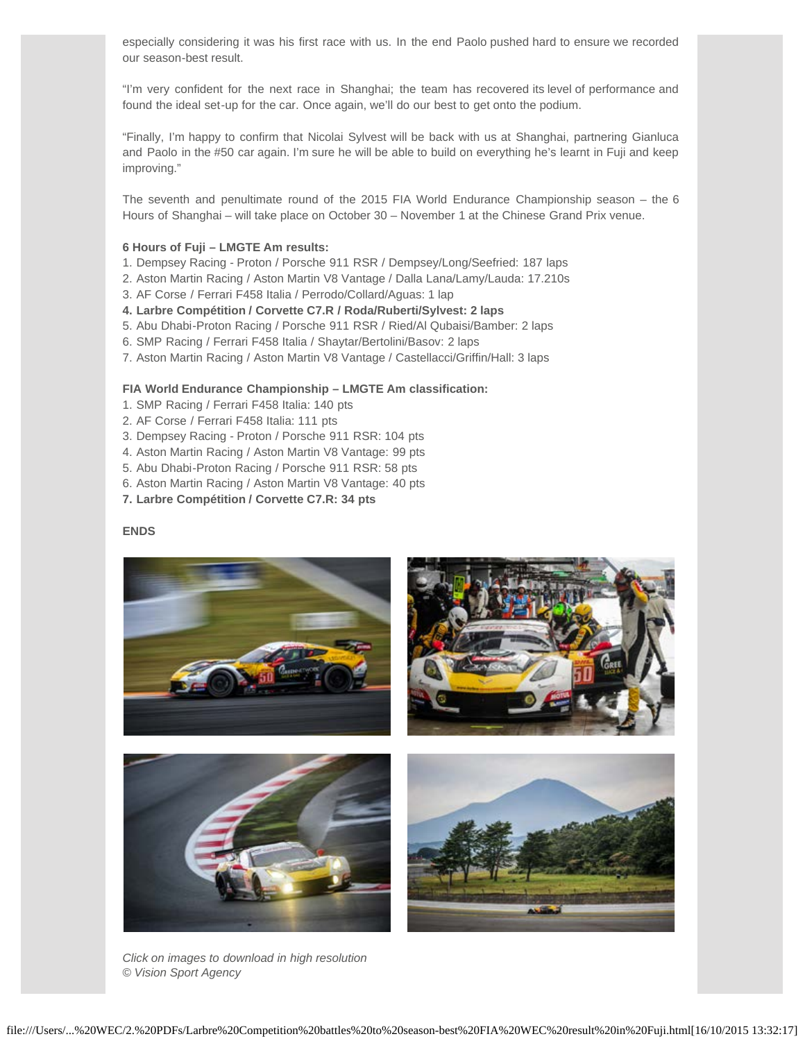especially considering it was his first race with us. In the end Paolo pushed hard to ensure we recorded our season-best result.

"I'm very confident for the next race in Shanghai; the team has recovered its level of performance and found the ideal set-up for the car. Once again, we'll do our best to get onto the podium.

"Finally, I'm happy to confirm that Nicolai Sylvest will be back with us at Shanghai, partnering Gianluca and Paolo in the #50 car again. I'm sure he will be able to build on everything he's learnt in Fuji and keep improving."

The seventh and penultimate round of the 2015 FIA World Endurance Championship season – the 6 Hours of Shanghai – will take place on October 30 – November 1 at the Chinese Grand Prix venue.

**6 Hours of Fuji – LMGTE Am results:**

1. Dempsey Racing - Proton / Porsche 911 RSR / Dempsey/Long/Seefried: 187 laps
2. Aston Martin Racing / Aston Martin V8 Vantage / Dalla Lana/Lamy/Lauda: 17.210s
3. AF Corse / Ferrari F458 Italia / Perrodo/Collard/Aguas: 1 lap
4. **Larbre Compétition / Corvette C7.R / Roda/Ruberti/Sylvest: 2 laps**
5. Abu Dhabi-Proton Racing / Porsche 911 RSR / Ried/Al Qubaisi/Bamber: 2 laps
6. SMP Racing / Ferrari F458 Italia / Shaytar/Bertolini/Basov: 2 laps
7. Aston Martin Racing / Aston Martin V8 Vantage / Castellacci/Griffin/Hall: 3 laps

**FIA World Endurance Championship – LMGTE Am classification:**

1. SMP Racing / Ferrari F458 Italia: 140 pts
2. AF Corse / Ferrari F458 Italia: 111 pts
3. Dempsey Racing - Proton / Porsche 911 RSR: 104 pts
4. Aston Martin Racing / Aston Martin V8 Vantage: 99 pts
5. Abu Dhabi-Proton Racing / Porsche 911 RSR: 58 pts
6. Aston Martin Racing / Aston Martin V8 Vantage: 40 pts
7. **Larbre Compétition / Corvette C7.R: 34 pts**

**ENDS**

*Click on images to download in high resolution*
*© Vision Sport Agency*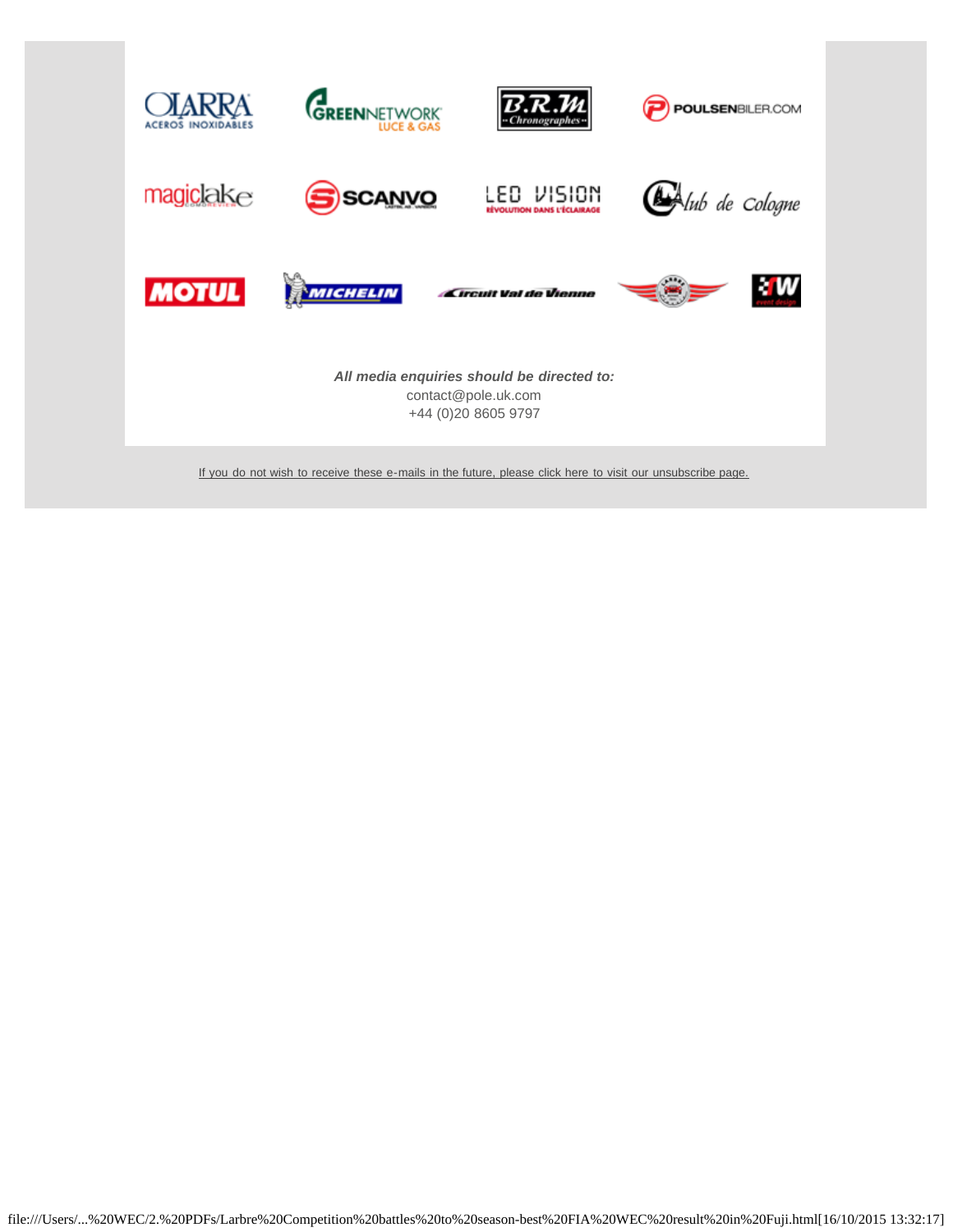*All media enquiries should be directed to:*
contact@pole.uk.com
+44 (0)20 8605 9797

If you do not wish to receive these e-mails in the future, please click here to visit our unsubscribe page.